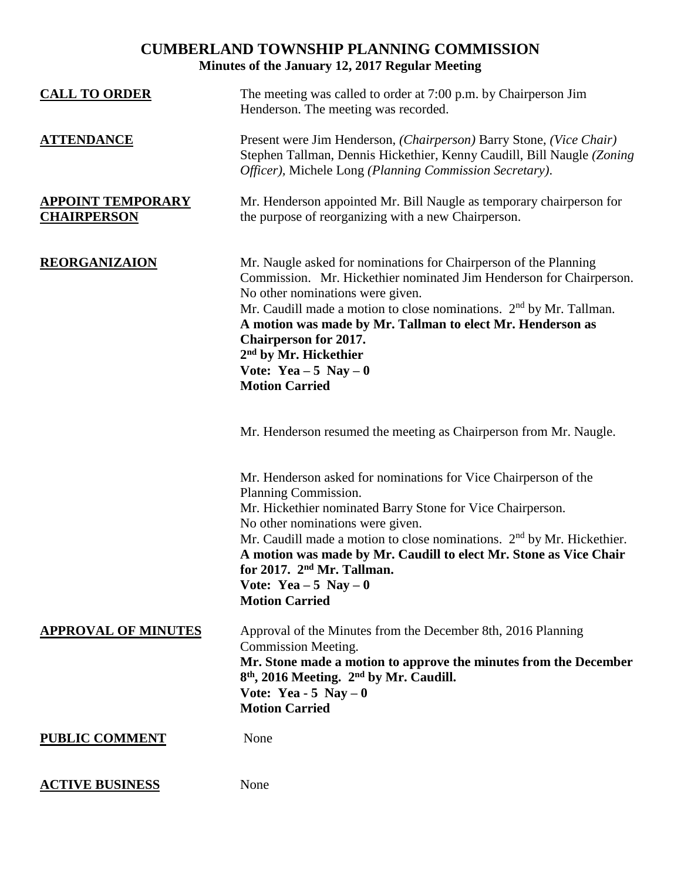# CUMBERLAND TOWNSHIP PLANNING COMMISSION

## Minutes of the January 12, 2017 Regular Meeting

**CALL TO ORDER**

The meeting was called to order at 7:00 p.m. by Chairperson Jim Henderson. The meeting was recorded.

**ATTENDANCE**

Present were Jim Henderson, *(Chairperson)* Barry Stone, *(Vice Chair)* Stephen Tallman, Dennis Hickethier, Kenny Caudill, Bill Naugle *(Zoning Officer)*, Michele Long *(Planning Commission Secretary)*.

**APPOINT TEMPORARY CHAIRPERSON**

Mr. Henderson appointed Mr. Bill Naugle as temporary chairperson for the purpose of reorganizing with a new Chairperson.

**REORGANIZAION**

Mr. Naugle asked for nominations for Chairperson of the Planning Commission. Mr. Hickethier nominated Jim Henderson for Chairperson. No other nominations were given.
Mr. Caudill made a motion to close nominations. 2nd by Mr. Tallman.
**A motion was made by Mr. Tallman to elect Mr. Henderson as Chairperson for 2017.**
**2nd by Mr. Hickethier**
**Vote: Yea – 5 Nay – 0**
**Motion Carried**

Mr. Henderson resumed the meeting as Chairperson from Mr. Naugle.

Mr. Henderson asked for nominations for Vice Chairperson of the Planning Commission.
Mr. Hickethier nominated Barry Stone for Vice Chairperson.
No other nominations were given.
Mr. Caudill made a motion to close nominations. 2nd by Mr. Hickethier.
**A motion was made by Mr. Caudill to elect Mr. Stone as Vice Chair for 2017. 2nd Mr. Tallman.**
**Vote: Yea – 5 Nay – 0**
**Motion Carried**

**APPROVAL OF MINUTES**

Approval of the Minutes from the December 8th, 2016 Planning Commission Meeting.
**Mr. Stone made a motion to approve the minutes from the December 8th, 2016 Meeting. 2nd by Mr. Caudill.**
**Vote: Yea - 5 Nay – 0**
**Motion Carried**

**PUBLIC COMMENT**

None

**ACTIVE BUSINESS**

None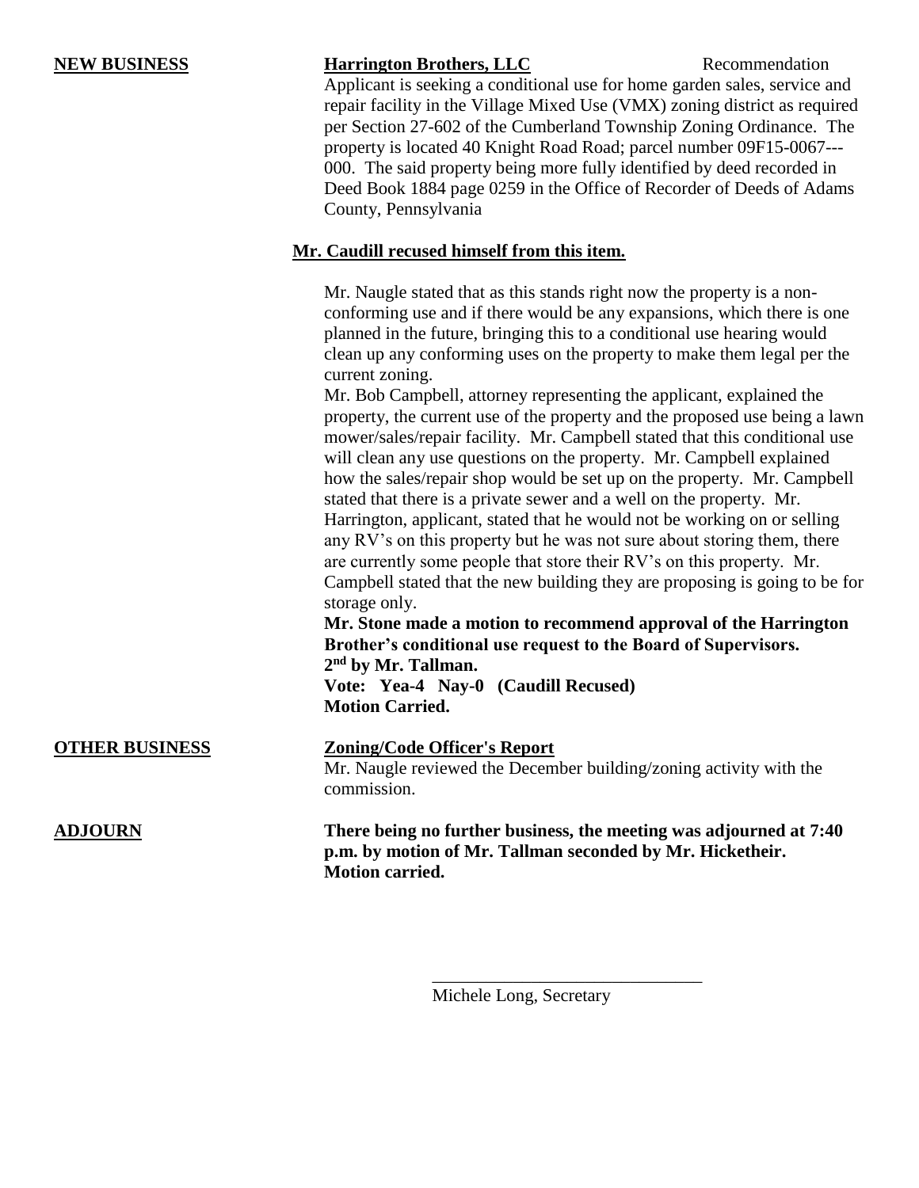**NEW BUSINESS** **Harrington Brothers, LLC** Recommendation

Applicant is seeking a conditional use for home garden sales, service and repair facility in the Village Mixed Use (VMX) zoning district as required per Section 27-602 of the Cumberland Township Zoning Ordinance. The property is located 40 Knight Road Road; parcel number 09F15-0067---000. The said property being more fully identified by deed recorded in Deed Book 1884 page 0259 in the Office of Recorder of Deeds of Adams County, Pennsylvania

**Mr. Caudill recused himself from this item.**

Mr. Naugle stated that as this stands right now the property is a non-conforming use and if there would be any expansions, which there is one planned in the future, bringing this to a conditional use hearing would clean up any conforming uses on the property to make them legal per the current zoning.

Mr. Bob Campbell, attorney representing the applicant, explained the property, the current use of the property and the proposed use being a lawn mower/sales/repair facility. Mr. Campbell stated that this conditional use will clean any use questions on the property. Mr. Campbell explained how the sales/repair shop would be set up on the property. Mr. Campbell stated that there is a private sewer and a well on the property. Mr. Harrington, applicant, stated that he would not be working on or selling any RV's on this property but he was not sure about storing them, there are currently some people that store their RV's on this property. Mr. Campbell stated that the new building they are proposing is going to be for storage only.

**Mr. Stone made a motion to recommend approval of the Harrington Brother's conditional use request to the Board of Supervisors.**
**2nd by Mr. Tallman.**
**Vote: Yea-4 Nay-0 (Caudill Recused)**
**Motion Carried.**

**OTHER BUSINESS** **Zoning/Code Officer's Report**

Mr. Naugle reviewed the December building/zoning activity with the commission.

**ADJOURN** **There being no further business, the meeting was adjourned at 7:40 p.m. by motion of Mr. Tallman seconded by Mr. Hicketheir. Motion carried.**

\_\_\_\_\_\_\_\_\_\_\_\_\_\_\_\_\_\_\_\_\_\_\_\_\_\_\_\_\_\_

Michele Long, Secretary